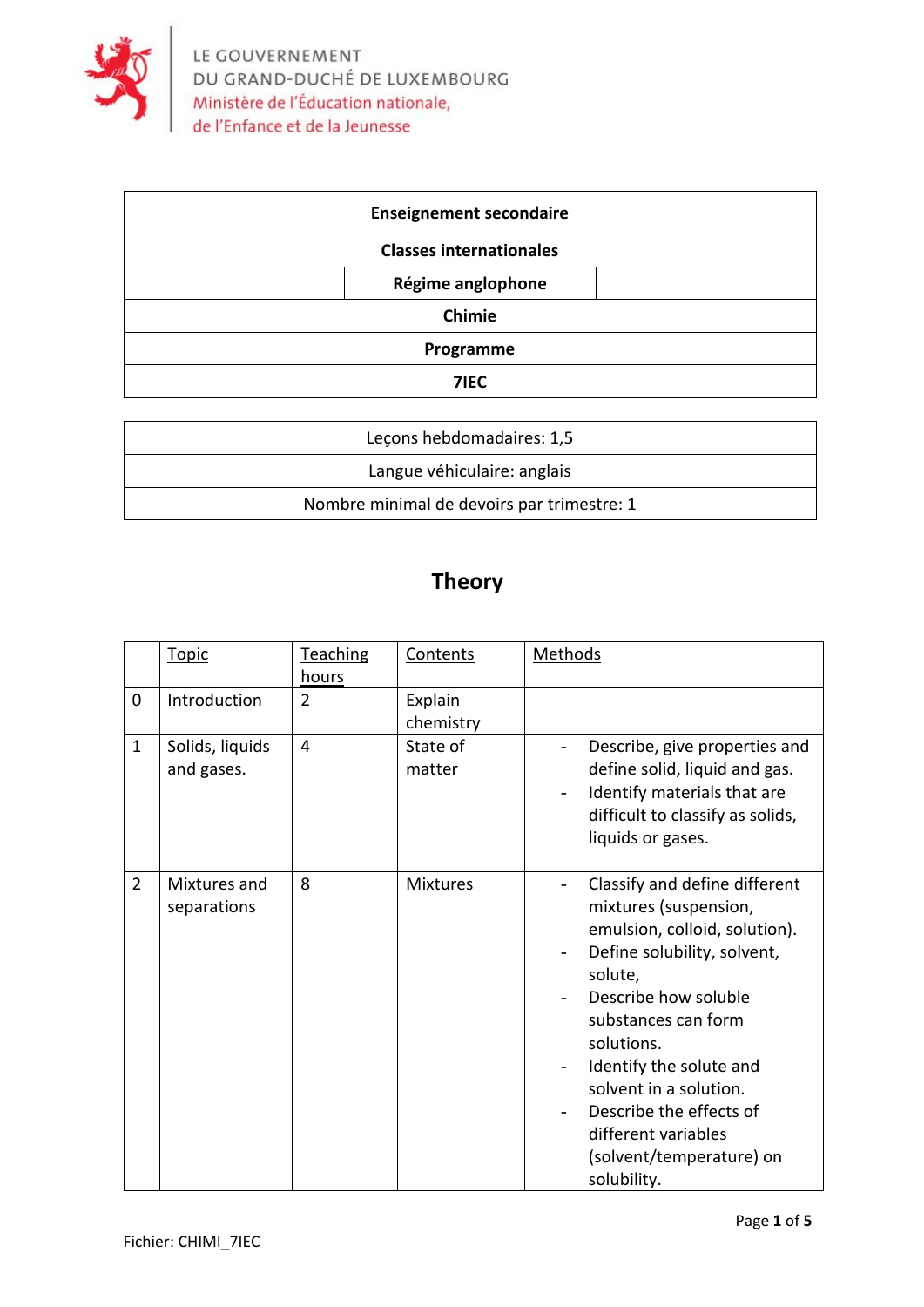LE GOUVERNEMENT
DU GRAND-DUCHÉ DE LUXEMBOURG
Ministère de l'Éducation nationale,
de l'Enfance et de la Jeunesse

| **Enseignement secondaire** |
|---|
| **Classes internationales** |
| **Régime anglophone** |
| **Chimie** |
| **Programme** |
| **7IEC** |

| Leçons hebdomadaires: 1,5 |
|---|
| Langue véhiculaire: anglais |
| Nombre minimal de devoirs par trimestre: 1 |

# Theory

| | Topic | Teaching hours | Contents | Methods |
|---|---|---|---|---|
| 0 | Introduction | 2 | Explain chemistry | |
| 1 | Solids, liquids and gases. | 4 | State of matter | - Describe, give properties and define solid, liquid and gas.<br>- Identify materials that are difficult to classify as solids, liquids or gases. |
| 2 | Mixtures and separations | 8 | Mixtures | - Classify and define different mixtures (suspension, emulsion, colloid, solution).<br>- Define solubility, solvent, solute,<br>- Describe how soluble substances can form solutions.<br>- Identify the solute and solvent in a solution.<br>- Describe the effects of different variables (solvent/temperature) on solubility. |

Fichier: CHIMI_7IEC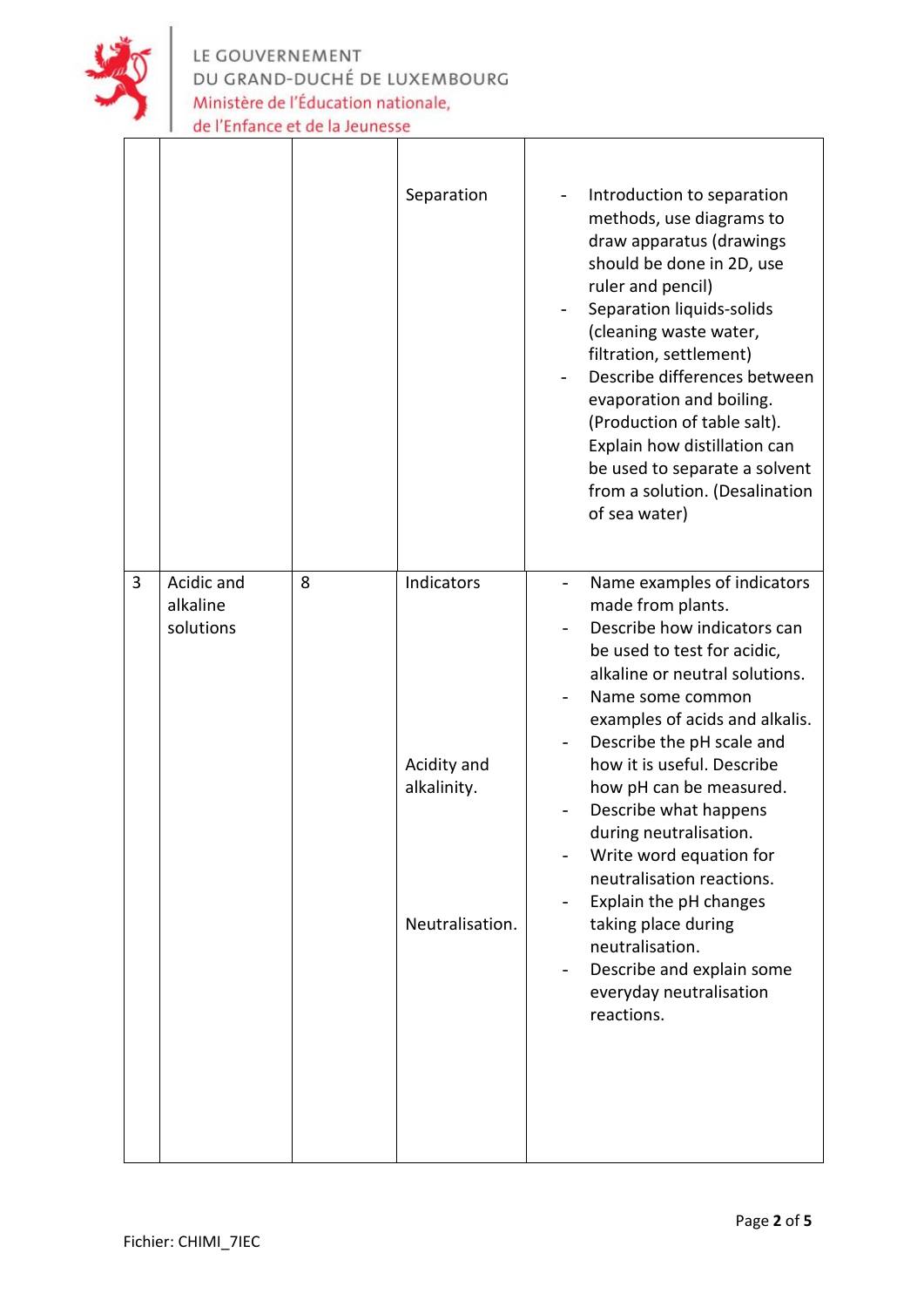| | | | | |
|---|---|---|---|---|
| | | | Separation | - Introduction to separation methods, use diagrams to draw apparatus (drawings should be done in 2D, use ruler and pencil)<br>- Separation liquids-solids (cleaning waste water, filtration, settlement)<br>- Describe differences between evaporation and boiling. (Production of table salt). Explain how distillation can be used to separate a solvent from a solution. (Desalination of sea water) |
| 3 | Acidic and alkaline solutions | 8 | Indicators<br><br>Acidity and alkalinity.<br><br>Neutralisation. | - Name examples of indicators made from plants.<br>- Describe how indicators can be used to test for acidic, alkaline or neutral solutions.<br>- Name some common examples of acids and alkalis.<br>- Describe the pH scale and how it is useful. Describe how pH can be measured.<br>- Describe what happens during neutralisation.<br>- Write word equation for neutralisation reactions.<br>- Explain the pH changes taking place during neutralisation.<br>- Describe and explain some everyday neutralisation reactions. |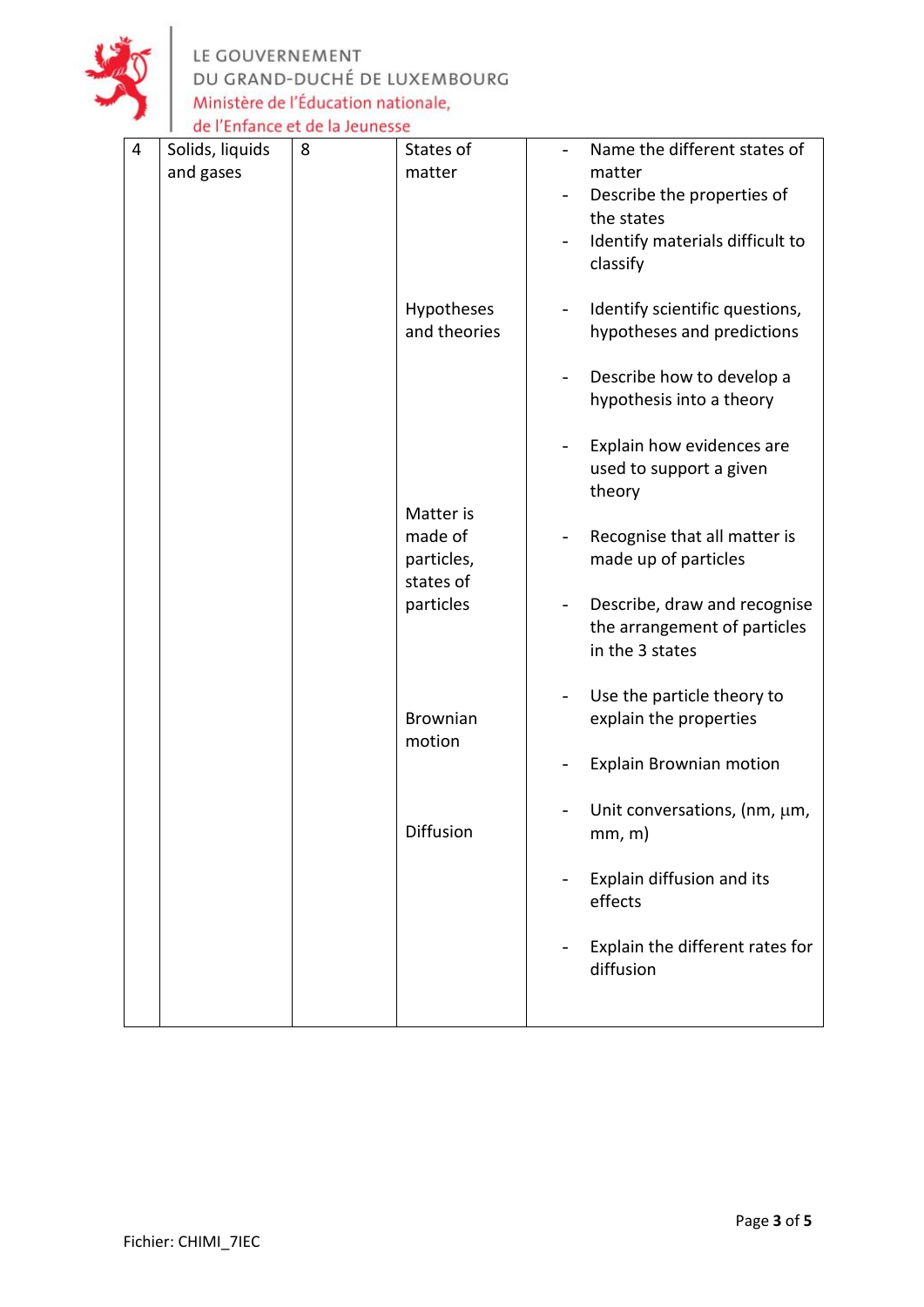| 4 | Solids, liquids and gases | 8 | States of matter | - Name the different states of matter<br>- Describe the properties of the states<br>- Identify materials difficult to classify |
|---|---|---|---|---|
| | | | Hypotheses and theories | - Identify scientific questions, hypotheses and predictions<br>- Describe how to develop a hypothesis into a theory<br>- Explain how evidences are used to support a given theory |
| | | | Matter is made of particles, states of particles | - Recognise that all matter is made up of particles<br>- Describe, draw and recognise the arrangement of particles in the 3 states<br>- Use the particle theory to explain the properties |
| | | | Brownian motion | - Explain Brownian motion<br>- Unit conversations, (nm, µm, mm, m) |
| | | | Diffusion | - Explain diffusion and its effects<br>- Explain the different rates for diffusion |

Fichier: CHIMI_7IEC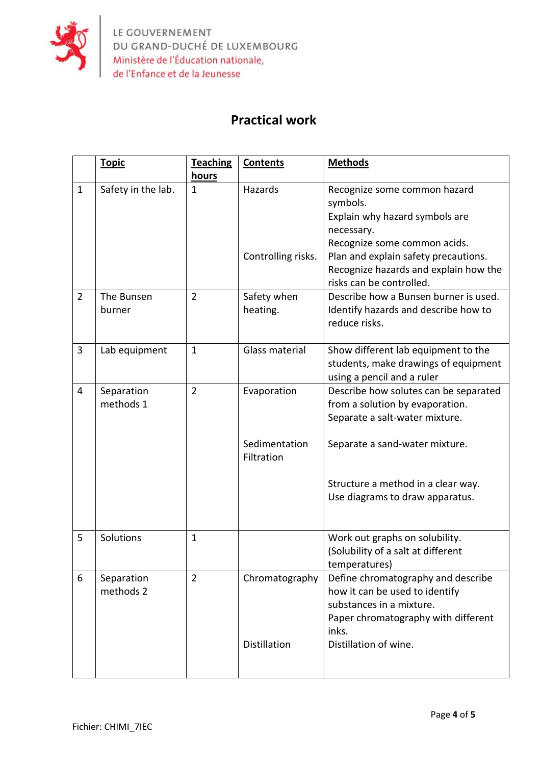LE GOUVERNEMENT
DU GRAND-DUCHÉ DE LUXEMBOURG
Ministère de l'Éducation nationale,
de l'Enfance et de la Jeunesse

# Practical work

| | **Topic** | **Teaching hours** | **Contents** | **Methods** |
|---|---|---|---|---|
| 1 | Safety in the lab. | 1 | Hazards<br><br><br><br>Controlling risks. | Recognize some common hazard symbols.<br>Explain why hazard symbols are necessary.<br>Recognize some common acids.<br>Plan and explain safety precautions.<br>Recognize hazards and explain how the risks can be controlled. |
| 2 | The Bunsen burner | 2 | Safety when heating. | Describe how a Bunsen burner is used.<br>Identify hazards and describe how to reduce risks. |
| 3 | Lab equipment | 1 | Glass material | Show different lab equipment to the students, make drawings of equipment using a pencil and a ruler |
| 4 | Separation methods 1 | 2 | Evaporation<br><br><br>Sedimentation<br>Filtration | Describe how solutes can be separated from a solution by evaporation.<br>Separate a salt-water mixture.<br><br>Separate a sand-water mixture.<br><br><br>Structure a method in a clear way.<br>Use diagrams to draw apparatus. |
| 5 | Solutions | 1 | | Work out graphs on solubility. (Solubility of a salt at different temperatures) |
| 6 | Separation methods 2 | 2 | Chromatography<br><br><br><br><br>Distillation | Define chromatography and describe how it can be used to identify substances in a mixture.<br>Paper chromatography with different inks.<br>Distillation of wine. |

Fichier: CHIMI_7IEC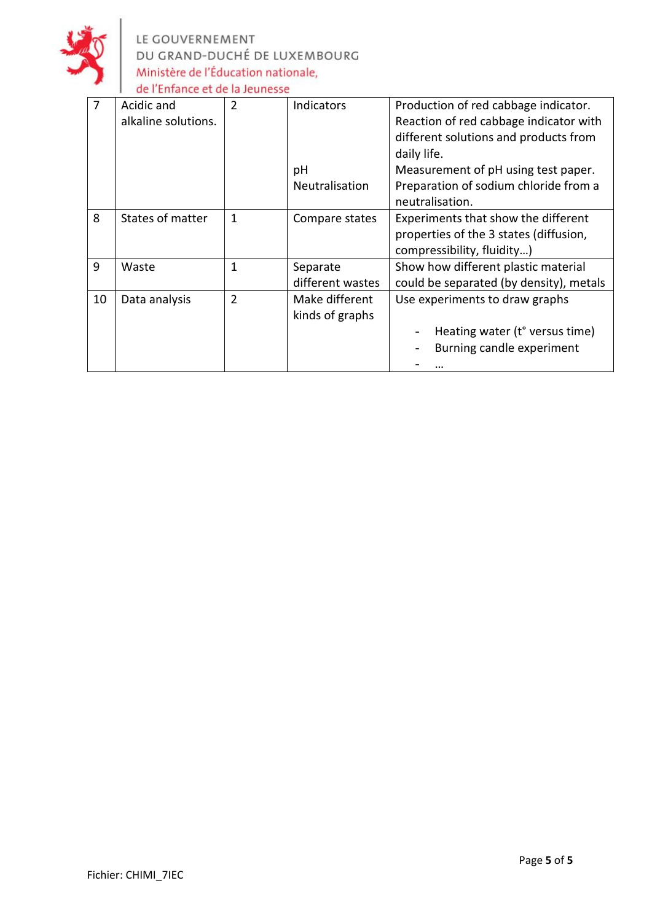| | | | | |
|---|---|---|---|---|
| 7 | Acidic and alkaline solutions. | 2 | Indicators<br><br><br><br>pH<br>Neutralisation | Production of red cabbage indicator.<br>Reaction of red cabbage indicator with different solutions and products from daily life.<br>Measurement of pH using test paper.<br>Preparation of sodium chloride from a neutralisation. |
| 8 | States of matter | 1 | Compare states | Experiments that show the different properties of the 3 states (diffusion, compressibility, fluidity…) |
| 9 | Waste | 1 | Separate different wastes | Show how different plastic material could be separated (by density), metals |
| 10 | Data analysis | 2 | Make different kinds of graphs | Use experiments to draw graphs<br><br>- Heating water (t° versus time)<br>- Burning candle experiment<br>- … |